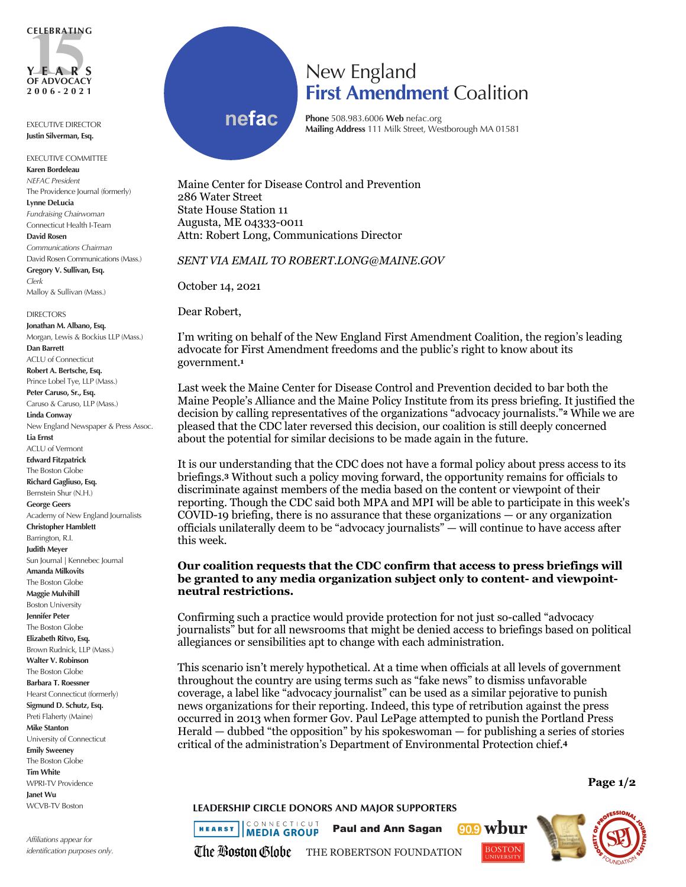CELEBRATING 15 YEARS OF ADVOCACY 2006-2021

# New England First Amendment Coalition

**Phone** 508.983.6006 **Web** nefac.org
**Mailing Address** 111 Milk Street, Westborough MA 01581

EXECUTIVE DIRECTOR
**Justin Silverman, Esq.**

EXECUTIVE COMMITTEE
**Karen Bordeleau**
*NEFAC President*
The Providence Journal (formerly)
**Lynne DeLucia**
*Fundraising Chairwoman*
Connecticut Health I-Team
**David Rosen**
*Communications Chairman*
David Rosen Communications (Mass.)
**Gregory V. Sullivan, Esq.**
*Clerk*
Malloy & Sullivan (Mass.)

DIRECTORS
**Jonathan M. Albano, Esq.**
Morgan, Lewis & Bockius LLP (Mass.)
**Dan Barrett**
ACLU of Connecticut
**Robert A. Bertsche, Esq.**
Prince Lobel Tye, LLP (Mass.)
**Peter Caruso, Sr., Esq.**
Caruso & Caruso, LLP (Mass.)
**Linda Conway**
New England Newspaper & Press Assoc.
**Lia Ernst**
ACLU of Vermont
**Edward Fitzpatrick**
The Boston Globe
**Richard Gagliuso, Esq.**
Bernstein Shur (N.H.)
**George Geers**
Academy of New England Journalists
**Christopher Hamblett**
Barrington, R.I.
**Judith Meyer**
Sun Journal | Kennebec Journal
**Amanda Milkovits**
The Boston Globe
**Maggie Mulvihill**
Boston University
**Jennifer Peter**
The Boston Globe
**Elizabeth Ritvo, Esq.**
Brown Rudnick, LLP (Mass.)
**Walter V. Robinson**
The Boston Globe
**Barbara T. Roessner**
Hearst Connecticut (formerly)
**Sigmund D. Schutz, Esq.**
Preti Flaherty (Maine)
**Mike Stanton**
University of Connecticut
**Emily Sweeney**
The Boston Globe
**Tim White**
WPRI-TV Providence
**Janet Wu**
WCVB-TV Boston

*Affiliations appear for identification purposes only.*

Maine Center for Disease Control and Prevention
286 Water Street
State House Station 11
Augusta, ME 04333-0011
Attn: Robert Long, Communications Director

*SENT VIA EMAIL TO ROBERT.LONG@MAINE.GOV*

October 14, 2021

Dear Robert,

I'm writing on behalf of the New England First Amendment Coalition, the region's leading advocate for First Amendment freedoms and the public's right to know about its government.[1]

Last week the Maine Center for Disease Control and Prevention decided to bar both the Maine People's Alliance and the Maine Policy Institute from its press briefing. It justified the decision by calling representatives of the organizations "advocacy journalists."[2] While we are pleased that the CDC later reversed this decision, our coalition is still deeply concerned about the potential for similar decisions to be made again in the future.

It is our understanding that the CDC does not have a formal policy about press access to its briefings.[3] Without such a policy moving forward, the opportunity remains for officials to discriminate against members of the media based on the content or viewpoint of their reporting. Though the CDC said both MPA and MPI will be able to participate in this week's COVID-19 briefing, there is no assurance that these organizations — or any organization officials unilaterally deem to be "advocacy journalists" — will continue to have access after this week.

**Our coalition requests that the CDC confirm that access to press briefings will be granted to any media organization subject only to content- and viewpoint-neutral restrictions.**

Confirming such a practice would provide protection for not just so-called "advocacy journalists" but for all newsrooms that might be denied access to briefings based on political allegiances or sensibilities apt to change with each administration.

This scenario isn't merely hypothetical. At a time when officials at all levels of government throughout the country are using terms such as "fake news" to dismiss unfavorable coverage, a label like "advocacy journalist" can be used as a similar pejorative to punish news organizations for their reporting. Indeed, this type of retribution against the press occurred in 2013 when former Gov. Paul LePage attempted to punish the Portland Press Herald — dubbed "the opposition" by his spokeswoman — for publishing a series of stories critical of the administration's Department of Environmental Protection chief.[4]

LEADERSHIP CIRCLE DONORS AND MAJOR SUPPORTERS

Hearst Connecticut Media Group · Paul and Ann Sagan · 90.9 wbur · The Boston Globe · The Robertson Foundation · Boston University · Society of Professional Journalists Foundation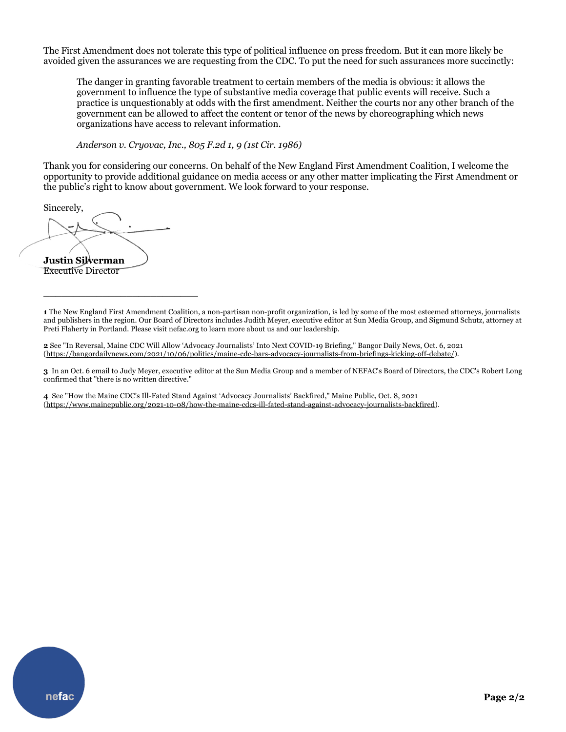The First Amendment does not tolerate this type of political influence on press freedom. But it can more likely be avoided given the assurances we are requesting from the CDC. To put the need for such assurances more succinctly:

> The danger in granting favorable treatment to certain members of the media is obvious: it allows the government to influence the type of substantive media coverage that public events will receive. Such a practice is unquestionably at odds with the first amendment. Neither the courts nor any other branch of the government can be allowed to affect the content or tenor of the news by choreographing which news organizations have access to relevant information.
>
> *Anderson v. Cryovac, Inc., 805 F.2d 1, 9 (1st Cir. 1986)*

Thank you for considering our concerns. On behalf of the New England First Amendment Coalition, I welcome the opportunity to provide additional guidance on media access or any other matter implicating the First Amendment or the public's right to know about government. We look forward to your response.

Sincerely,

**Justin Silverman**
Executive Director

---

**1** The New England First Amendment Coalition, a non-partisan non-profit organization, is led by some of the most esteemed attorneys, journalists and publishers in the region. Our Board of Directors includes Judith Meyer, executive editor at Sun Media Group, and Sigmund Schutz, attorney at Preti Flaherty in Portland. Please visit nefac.org to learn more about us and our leadership.

**2** See "In Reversal, Maine CDC Will Allow 'Advocacy Journalists' Into Next COVID-19 Briefing," Bangor Daily News, Oct. 6, 2021 (https://bangordailynews.com/2021/10/06/politics/maine-cdc-bars-advocacy-journalists-from-briefings-kicking-off-debate/).

**3** In an Oct. 6 email to Judy Meyer, executive editor at the Sun Media Group and a member of NEFAC's Board of Directors, the CDC's Robert Long confirmed that "there is no written directive."

**4** See "How the Maine CDC's Ill-Fated Stand Against 'Advocacy Journalists' Backfired," Maine Public, Oct. 8, 2021 (https://www.mainepublic.org/2021-10-08/how-the-maine-cdcs-ill-fated-stand-against-advocacy-journalists-backfired).